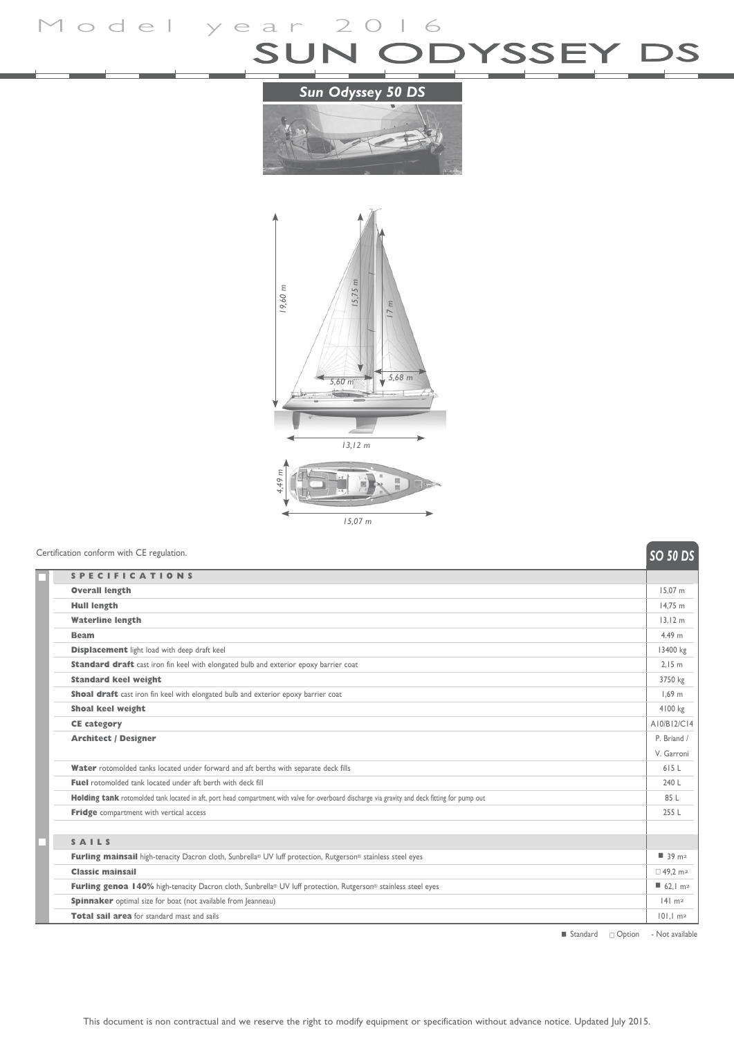# Model year 2016

# SUN ODYSSEY DS

## Sun Odyssey 50 DS

19,60 m

15,75 m

17 m

5,60 m

5,68 m

13,12 m

4,49 m

15,07 m

Certification conform with CE regulation.

| | SO 50 DS |
|---|---|
| **SPECIFICATIONS** | |
| **Overall length** | 15,07 m |
| **Hull length** | 14,75 m |
| **Waterline length** | 13,12 m |
| **Beam** | 4.49 m |
| **Displacement** light load with deep draft keel | 13400 kg |
| **Standard draft** cast iron fin keel with elongated bulb and exterior epoxy barrier coat | 2,15 m |
| **Standard keel weight** | 3750 kg |
| **Shoal draft** cast iron fin keel with elongated bulb and exterior epoxy barrier coat | 1,69 m |
| **Shoal keel weight** | 4100 kg |
| **CE category** | A10/B12/C14 |
| **Architect / Designer** | P. Briand / V. Garroni |
| **Water** rotomolded tanks located under forward and aft berths with separate deck fills | 615 L |
| **Fuel** rotomolded tank located under aft berth with deck fill | 240 L |
| **Holding tank** rotomolded tank located in aft, port head compartment with valve for overboard discharge via gravity and deck fitting for pump out | 85 L |
| **Fridge** compartment with vertical access | 255 L |
| | |
| **SAILS** | |
| **Furling mainsail** high-tenacity Dacron cloth, Sunbrella® UV luff protection, Rutgerson® stainless steel eyes | ■ 39 m² |
| **Classic mainsail** | □ 49,2 m² |
| **Furling genoa 140%** high-tenacity Dacron cloth, Sunbrella® UV luff protection, Rutgerson® stainless steel eyes | ■ 62,1 m² |
| **Spinnaker** optimal size for boat (not available from Jeanneau) | 141 m² |
| **Total sail area** for standard mast and sails | 101,1 m² |

■ Standard □ Option - Not available

This document is non contractual and we reserve the right to modify equipment or specification without advance notice. Updated July 2015.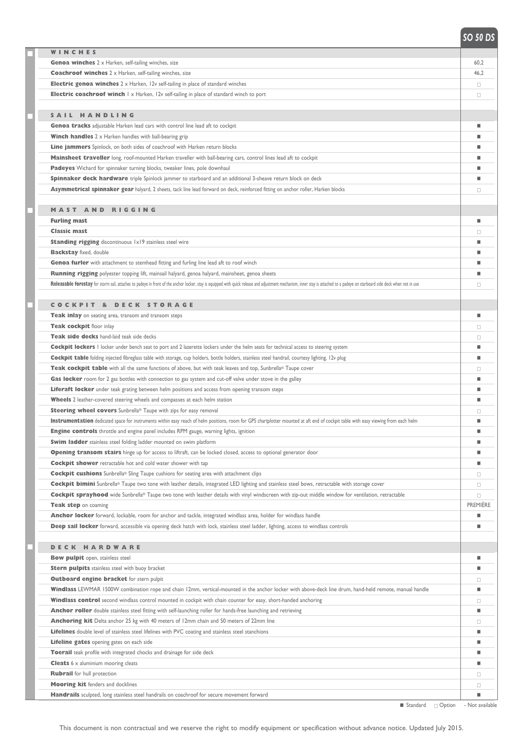| | SO 50 DS |
|---|---|
| **WINCHES** | |
| **Genoa winches** 2 x Harken, self-tailing winches, size | 60,2 |
| **Coachroof winches** 2 x Harken, self-tailing winches, size | 46,2 |
| **Electric genoa winches** 2 x Harken, 12v self-tailing in place of standard winches | □ |
| **Electric coachroof winch** 1 x Harken, 12v self-tailing in place of standard winch to port | □ |
| **SAIL HANDLING** | |
| **Genoa tracks** adjustable Harken lead cars with control line lead aft to cockpit | ■ |
| **Winch handles** 2 x Harken handles with ball-bearing grip | ■ |
| **Line jammers** Spinlock, on both sides of coachroof with Harken return blocks | ■ |
| **Mainsheet traveller** long, roof-mounted Harken traveller with ball-bearing cars, control lines lead aft to cockpit | ■ |
| **Padeyes** Wichard for spinnaker turning blocks, tweaker lines, pole downhaul | ■ |
| **Spinnaker deck hardware** triple Spinlock jammer to starboard and an additional 3-sheave return block on deck | ■ |
| **Asymmetrical spinnaker gear** halyard, 2 sheets, tack line lead forward on deck, reinforced fitting on anchor roller, Harken blocks | □ |
| **MAST AND RIGGING** | |
| **Furling mast** | ■ |
| **Classic mast** | □ |
| **Standing rigging** discontinuous 1x19 stainless steel wire | ■ |
| **Backstay** fixed, double | ■ |
| **Genoa furler** with attachment to stemhead fitting and furling line lead aft to roof winch | ■ |
| **Running rigging** polyester topping lift, mainsail halyard, genoa halyard, mainsheet, genoa sheets | ■ |
| **Releasable forestay** for storm sail, attaches to padeye in front of the anchor locker, stay is equipped with quick release and adjustment mechanism, inner stay is attached to a padeye on starboard side deck when not in use | □ |
| **COCKPIT & DECK STORAGE** | |
| **Teak inlay** on seating area, transom and transom steps | ■ |
| **Teak cockpit** floor inlay | □ |
| **Teak side decks** hand-laid teak side decks | □ |
| **Cockpit lockers** 1 locker under bench seat to port and 2 lazerette lockers under the helm seats for technical access to steering system | ■ |
| **Cockpit table** folding injected fibreglass table with storage, cup holders, bottle holders, stainless steel handrail, courtesy lighting, 12v plug | ■ |
| **Teak cockpit table** with all the same functions of above, but with teak leaves and top, Sunbrella® Taupe cover | □ |
| **Gas locker** room for 2 gas bottles with connection to gas system and cut-off valve under stove in the galley | ■ |
| **Liferaft locker** under teak grating between helm positions and access from opening transom steps | ■ |
| **Wheels** 2 leather-covered steering wheels and compasses at each helm station | ■ |
| **Steering wheel covers** Sunbrella® Taupe with zips for easy removal | □ |
| **Instrumentation** dedicated space for instruments within easy reach of helm positions, room for GPS chartplotter mounted at aft end of cockpit table with easy viewing from each helm | ■ |
| **Engine controls** throttle and engine panel includes RPM gauge, warning lights, ignition | ■ |
| **Swim ladder** stainless steel folding ladder mounted on swim platform | ■ |
| **Opening transom stairs** hinge up for access to liftraft, can be locked closed, access to optional generator door | ■ |
| **Cockpit shower** retractable hot and cold water shower with tap | ■ |
| **Cockpit cushions** Sunbrella® Sling Taupe cushions for seating area with attachment clips | □ |
| **Cockpit bimini** Sunbrella® Taupe two tone with leather details, integrated LED lighting and stainless steel bows, retractable with storage cover | □ |
| **Cockpit sprayhood** wide Sunbrella® Taupe two tone with leather details with vinyl windscreen with zip-out middle window for ventilation, retractable | □ |
| **Teak step** on coaming | PREMIÈRE |
| **Anchor locker** forward, lockable, room for anchor and tackle, integrated windlass area, holder for windlass handle | ■ |
| **Deep sail locker** forward, accessible via opening deck hatch with lock, stainless steel ladder, lighting, access to windlass controls | ■ |
| **DECK HARDWARE** | |
| **Bow pulpit** open, stainless steel | ■ |
| **Stern pulpits** stainless steel with buoy bracket | ■ |
| **Outboard engine bracket** for stern pulpit | □ |
| **Windlass** LEWMAR 1500W combination rope and chain 12mm, vertical-mounted in the anchor locker with above-deck line drum, hand-held remote, manual handle | ■ |
| **Windlass control** second windlass control mounted in cockpit with chain counter for easy, short-handed anchoring | □ |
| **Anchor roller** double stainless steel fitting with self-launching roller for hands-free launching and retrieving | ■ |
| **Anchoring kit** Delta anchor 25 kg with 40 meters of 12mm chain and 50 meters of 22mm line | □ |
| **Lifelines** double level of stainless steel lifelines with PVC coating and stainless steel stanchions | ■ |
| **Lifeline gates** opening gates on each side | ■ |
| **Toerail** teak profile with integrated chocks and drainage for side deck | ■ |
| **Cleats** 6 x aluminium mooring cleats | ■ |
| **Rubrail** for hull protection | □ |
| **Mooring kit** fenders and docklines | □ |
| **Handrails** sculpted, long stainless steel handrails on coachroof for secure movement forward | ■ |

■ Standard □ Option - Not available

This document is non contractual and we reserve the right to modify equipment or specification without advance notice. Updated July 2015.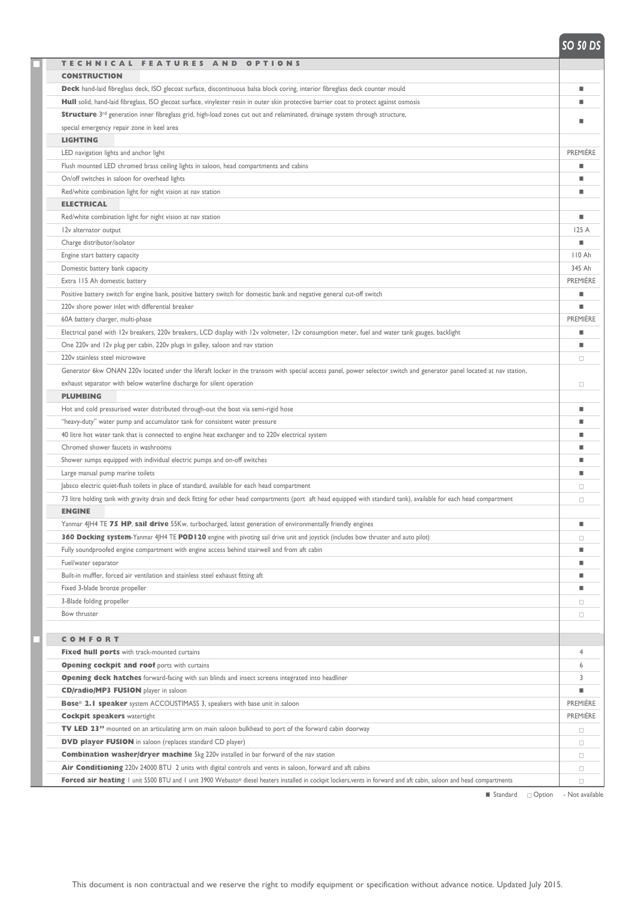| TECHNICAL FEATURES AND OPTIONS | SO 50 DS |
|---|---|
| **CONSTRUCTION** | |
| **Deck** hand-laid fibreglass deck, ISO glecoat surface, discontinuous balsa block coring, interior fibreglass deck counter mould | ■ |
| **Hull** solid, hand-laid fibreglass, ISO glecoat surface, vinylester resin in outer skin protective barrier coat to protect against osmosis | ■ |
| **Structure** 3rd generation inner fibreglass grid, high-load zones cut out and relaminated, drainage system through structure, special emergency repair zone in keel area | ■ |
| **LIGHTING** | |
| LED navigation lights and anchor light | PREMIÈRE |
| Flush mounted LED chromed brass ceiling lights in saloon, head compartments and cabins | ■ |
| On/off switches in saloon for overhead lights | ■ |
| Red/white combination light for night vision at nav station | ■ |
| **ELECTRICAL** | |
| Red/white combination light for night vision at nav station | ■ |
| 12v alternator output | 125 A |
| Charge distributor/isolator | ■ |
| Engine start battery capacity | 110 Ah |
| Domestic battery bank capacity | 345 Ah |
| Extra 115 Ah domestic battery | PREMIÈRE |
| Positive battery switch for engine bank, positive battery switch for domestic bank and negative general cut-off switch | ■ |
| 220v shore power inlet with differential breaker | ■ |
| 60A battery charger, multi-phase | PREMIÈRE |
| Electrical panel with 12v breakers, 220v breakers, LCD display with 12v voltmeter, 12v consumption meter, fuel and water tank gauges, backlight | ■ |
| One 220v and 12v plug per cabin, 220v plugs in galley, saloon and nav station | ■ |
| 220v stainless steel microwave | □ |
| Generator 6kw ONAN 220v located under the liferaft locker in the transom with special access panel, power selector switch and generator panel located at nav station, exhaust separator with below waterline discharge for silent operation | □ |
| **PLUMBING** | |
| Hot and cold pressurised water distributed through-out the boat via semi-rigid hose | ■ |
| "heavy-duty" water pump and accumulator tank for consistent water pressure | ■ |
| 40 litre hot water tank that is connected to engine heat exchanger and to 220v electrical system | ■ |
| Chromed shower faucets in washrooms | ■ |
| Shower sumps equipped with individual electric pumps and on-off switches | ■ |
| Large manual pump marine toilets | ■ |
| Jabsco electric quiet-flush toilets in place of standard, available for each head compartment | □ |
| 73 litre holding tank with gravity drain and deck fitting for other head compartments (port aft head equipped with standard tank), available for each head compartment | □ |
| **ENGINE** | |
| Yanmar 4JH4 TE **75 HP**, **sail drive** 55Kw, turbocharged, latest generation of environmentally friendly engines | ■ |
| **360 Docking system**-Yanmar 4JH4 TE **POD120** engine with pivoting sail drive unit and joystick (includes bow thruster and auto pilot) | □ |
| Fully soundproofed engine compartment with engine access behind stairwell and from aft cabin | ■ |
| Fuel/water separator | ■ |
| Built-in muffler, forced air ventilation and stainless steel exhaust fitting aft | ■ |
| Fixed 3-blade bronze propeller | ■ |
| 3-Blade folding propeller | □ |
| Bow thruster | □ |
| **COMFORT** | |
| **Fixed hull ports** with track-mounted curtains | 4 |
| **Opening cockpit and roof** ports with curtains | 6 |
| **Opening deck hatches** forward-facing with sun blinds and insect screens integrated into headliner | 3 |
| **CD/radio/MP3 FUSION** player in saloon | ■ |
| **Bose® 2.1 speaker** system ACCOUSTIMASS 3, speakers with base unit in saloon | PREMIÈRE |
| **Cockpit speakers** watertight | PREMIÈRE |
| **TV LED 23"** mounted on an articulating arm on main saloon bulkhead to port of the forward cabin doorway | □ |
| **DVD player FUSION** in saloon (replaces standard CD player) | □ |
| **Combination washer/dryer machine** 5kg 220v installed in bar forward of the nav station | □ |
| **Air Conditioning** 220v 24000 BTU 2 units with digital controls and vents in saloon, forward and aft cabins | □ |
| **Forced air heating** 1 unit 5500 BTU and 1 unit 3900 Webasto® diesel heaters installed in cockpit lockers,vents in forward and aft cabin, saloon and head compartments | □ |

■ Standard □ Option - Not available

This document is non contractual and we reserve the right to modify equipment or specification without advance notice. Updated July 2015.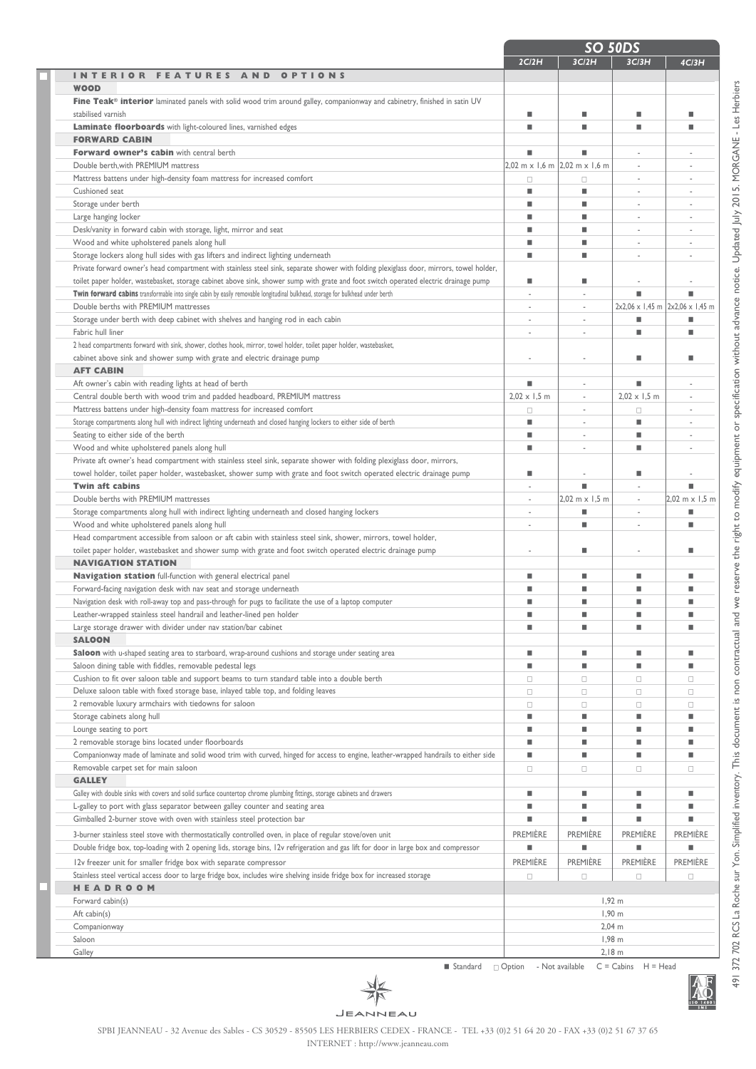| | SO 50DS | | | |
|---|---|---|---|---|
| | 2C/2H | 3C/2H | 3C/3H | 4C/3H |
| **INTERIOR FEATURES AND OPTIONS** | | | | |
| **WOOD** | | | | |
| **Fine Teak® interior** laminated panels with solid wood trim around galley, companionway and cabinetry, finished in satin UV stabilised varnish | ■ | ■ | ■ | ■ |
| **Laminate floorboards** with light-coloured lines, varnished edges | ■ | ■ | ■ | ■ |
| **FORWARD CABIN** | | | | |
| **Forward owner's cabin** with central berth | ■ | ■ | - | - |
| Double berth,with PREMIUM mattress | 2,02 m x 1,6 m | 2,02 m x 1,6 m | - | - |
| Mattress battens under high-density foam mattress for increased comfort | □ | □ | - | - |
| Cushioned seat | ■ | ■ | - | - |
| Storage under berth | ■ | ■ | - | - |
| Large hanging locker | ■ | ■ | - | - |
| Desk/vanity in forward cabin with storage, light, mirror and seat | ■ | ■ | - | - |
| Wood and white upholstered panels along hull | ■ | ■ | - | - |
| Storage lockers along hull sides with gas lifters and indirect lighting underneath | ■ | ■ | - | - |
| Private forward owner's head compartment with stainless steel sink, separate shower with folding plexiglass door, mirrors, towel holder, toilet paper holder, wastebasket, storage cabinet above sink, shower sump with grate and foot switch operated electric drainage pump | ■ | ■ | - | - |
| **Twin forward cabins** transformable into single cabin by easily removable longitudinal bulkhead, storage for bulkhead under berth | - | - | ■ | ■ |
| Double berths with PREMIUM mattresses | - | - | 2x2,06 x 1,45 m | 2x2,06 x 1,45 m |
| Storage under berth with deep cabinet with shelves and hanging rod in each cabin | - | - | ■ | ■ |
| Fabric hull liner | - | - | ■ | ■ |
| 2 head compartments forward with sink, shower, clothes hook, mirror, towel holder, toilet paper holder, wastebasket, cabinet above sink and shower sump with grate and electric drainage pump | - | - | ■ | ■ |
| **AFT CABIN** | | | | |
| Aft owner's cabin with reading lights at head of berth | ■ | - | ■ | - |
| Central double berth with wood trim and padded headboard, PREMIUM mattress | 2,02 x 1,5 m | - | 2,02 x 1,5 m | - |
| Mattress battens under high-density foam mattress for increased comfort | □ | - | □ | - |
| Storage compartments along hull with indirect lighting underneath and closed hanging lockers to either side of berth | ■ | - | ■ | - |
| Seating to either side of the berth | ■ | - | ■ | - |
| Wood and white upholstered panels along hull | ■ | - | ■ | - |
| Private aft owner's head compartment with stainless steel sink, separate shower with folding plexiglass door, mirrors, towel holder, toilet paper holder, wastebasket, shower sump with grate and foot switch operated electric drainage pump | ■ | - | ■ | - |
| **Twin aft cabins** | - | ■ | - | ■ |
| Double berths with PREMIUM mattresses | - | 2,02 m x 1,5 m | - | 2,02 m x 1,5 m |
| Storage compartments along hull with indirect lighting underneath and closed hanging lockers | - | ■ | - | ■ |
| Wood and white upholstered panels along hull | - | ■ | - | ■ |
| Head compartment accessible from saloon or aft cabin with stainless steel sink, shower, mirrors, towel holder, toilet paper holder, wastebasket and shower sump with grate and foot switch operated electric drainage pump | - | ■ | - | ■ |
| **NAVIGATION STATION** | | | | |
| **Navigation station** full-function with general electrical panel | ■ | ■ | ■ | ■ |
| Forward-facing navigation desk with nav seat and storage underneath | ■ | ■ | ■ | ■ |
| Navigation desk with roll-away top and pass-through for pugs to facilitate the use of a laptop computer | ■ | ■ | ■ | ■ |
| Leather-wrapped stainless steel handrail and leather-lined pen holder | ■ | ■ | ■ | ■ |
| Large storage drawer with divider under nav station/bar cabinet | ■ | ■ | ■ | ■ |
| **SALOON** | | | | |
| **Saloon** with u-shaped seating area to starboard, wrap-around cushions and storage under seating area | ■ | ■ | ■ | ■ |
| Saloon dining table with fiddles, removable pedestal legs | ■ | ■ | ■ | ■ |
| Cushion to fit over saloon table and support beams to turn standard table into a double berth | □ | □ | □ | □ |
| Deluxe saloon table with fixed storage base, inlayed table top, and folding leaves | □ | □ | □ | □ |
| 2 removable luxury armchairs with tiedowns for saloon | □ | □ | □ | □ |
| Storage cabinets along hull | ■ | ■ | ■ | ■ |
| Lounge seating to port | ■ | ■ | ■ | ■ |
| 2 removable storage bins located under floorboards | ■ | ■ | ■ | ■ |
| Companionway made of laminate and solid wood trim with curved, hinged for access to engine, leather-wrapped handrails to either side | ■ | ■ | ■ | ■ |
| Removable carpet set for main saloon | □ | □ | □ | □ |
| **GALLEY** | | | | |
| Galley with double sinks with covers and solid surface countertop chrome plumbing fittings, storage cabinets and drawers | ■ | ■ | ■ | ■ |
| L-galley to port with glass separator between galley counter and seating area | ■ | ■ | ■ | ■ |
| Gimballed 2-burner stove with oven with stainless steel protection bar | ■ | ■ | ■ | ■ |
| 3-burner stainless steel stove with thermostatically controlled oven, in place of regular stove/oven unit | PREMIÈRE | PREMIÈRE | PREMIÈRE | PREMIÈRE |
| Double fridge box, top-loading with 2 opening lids, storage bins, 12v refrigeration and gas lift for door in large box and compressor | ■ | ■ | ■ | ■ |
| 12v freezer unit for smaller fridge box with separate compressor | PREMIÈRE | PREMIÈRE | PREMIÈRE | PREMIÈRE |
| Stainless steel vertical access door to large fridge box, includes wire shelving inside fridge box for increased storage | □ | □ | □ | □ |
| **HEADROOM** | | | | |
| Forward cabin(s) | 1,92 m | | | |
| Aft cabin(s) | 1,90 m | | | |
| Companionway | 2,04 m | | | |
| Saloon | 1,98 m | | | |
| Galley | 2,18 m | | | |

■ Standard □ Option - Not available C = Cabins H = Head

JEANNEAU

SPBI JEANNEAU - 32 Avenue des Sables - CS 30529 - 85505 LES HERBIERS CEDEX - FRANCE - TEL +33 (0)2 51 64 20 20 - FAX +33 (0)2 51 67 37 65
INTERNET : http://www.jeanneau.com

491 372 702 RCS La Roche sur Yon. Simplified inventory. This document is non contractual and we reserve the right to modify equipment or specification without advance notice. Updated July 2015. MORGANE - Les Herbiers